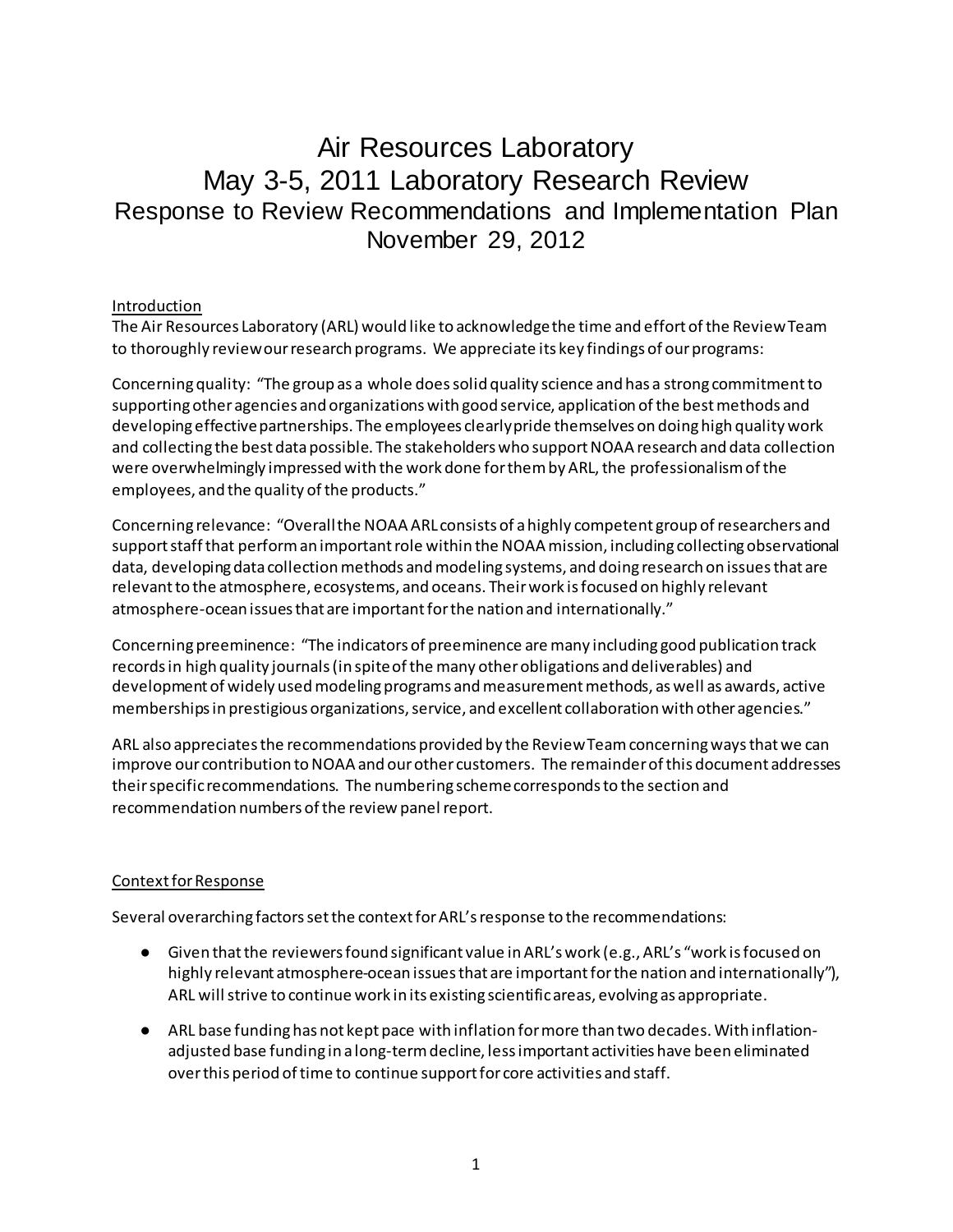# Air Resources Laboratory
# May 3-5, 2011 Laboratory Research Review
## Response to Review Recommendations and Implementation Plan
## November 29, 2012

### Introduction

The Air Resources Laboratory (ARL) would like to acknowledge the time and effort of the Review Team to thoroughly review our research programs. We appreciate its key findings of our programs:

Concerning quality: "The group as a whole does solid quality science and has a strong commitment to supporting other agencies and organizations with good service, application of the best methods and developing effective partnerships. The employees clearly pride themselves on doing high quality work and collecting the best data possible. The stakeholders who support NOAA research and data collection were overwhelmingly impressed with the work done for them by ARL, the professionalism of the employees, and the quality of the products."

Concerning relevance: "Overall the NOAA ARL consists of a highly competent group of researchers and support staff that perform an important role within the NOAA mission, including collecting observational data, developing data collection methods and modeling systems, and doing research on issues that are relevant to the atmosphere, ecosystems, and oceans. Their work is focused on highly relevant atmosphere-ocean issues that are important for the nation and internationally."

Concerning preeminence: "The indicators of preeminence are many including good publication track records in high quality journals (in spite of the many other obligations and deliverables) and development of widely used modeling programs and measurement methods, as well as awards, active memberships in prestigious organizations, service, and excellent collaboration with other agencies."

ARL also appreciates the recommendations provided by the Review Team concerning ways that we can improve our contribution to NOAA and our other customers. The remainder of this document addresses their specific recommendations. The numbering scheme corresponds to the section and recommendation numbers of the review panel report.

### Context for Response

Several overarching factors set the context for ARL's response to the recommendations:

- Given that the reviewers found significant value in ARL's work (e.g., ARL's "work is focused on highly relevant atmosphere-ocean issues that are important for the nation and internationally"), ARL will strive to continue work in its existing scientific areas, evolving as appropriate.
- ARL base funding has not kept pace with inflation for more than two decades. With inflation-adjusted base funding in a long-term decline, less important activities have been eliminated over this period of time to continue support for core activities and staff.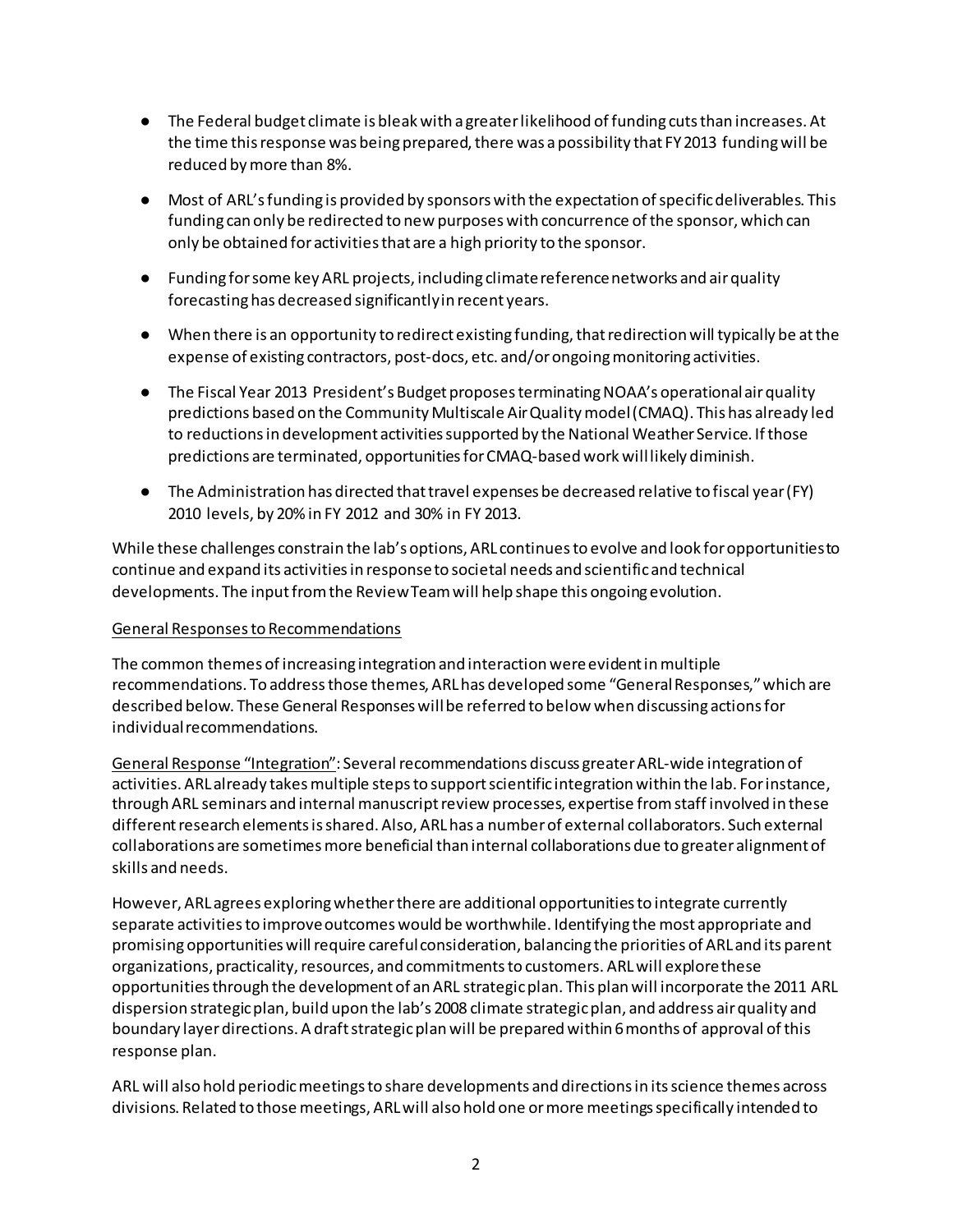- The Federal budget climate is bleak with a greater likelihood of funding cuts than increases. At the time this response was being prepared, there was a possibility that FY 2013 funding will be reduced by more than 8%.
- Most of ARL's funding is provided by sponsors with the expectation of specific deliverables. This funding can only be redirected to new purposes with concurrence of the sponsor, which can only be obtained for activities that are a high priority to the sponsor.
- Funding for some key ARL projects, including climate reference networks and air quality forecasting has decreased significantly in recent years.
- When there is an opportunity to redirect existing funding, that redirection will typically be at the expense of existing contractors, post-docs, etc. and/or ongoing monitoring activities.
- The Fiscal Year 2013 President's Budget proposes terminating NOAA's operational air quality predictions based on the Community Multiscale Air Quality model (CMAQ). This has already led to reductions in development activities supported by the National Weather Service. If those predictions are terminated, opportunities for CMAQ-based work will likely diminish.
- The Administration has directed that travel expenses be decreased relative to fiscal year (FY) 2010 levels, by 20% in FY 2012 and 30% in FY 2013.

While these challenges constrain the lab's options, ARL continues to evolve and look for opportunities to continue and expand its activities in response to societal needs and scientific and technical developments. The input from the Review Team will help shape this ongoing evolution.

General Responses to Recommendations

The common themes of increasing integration and interaction were evident in multiple recommendations. To address those themes, ARL has developed some "General Responses," which are described below. These General Responses will be referred to below when discussing actions for individual recommendations.

General Response "Integration": Several recommendations discuss greater ARL-wide integration of activities. ARL already takes multiple steps to support scientific integration within the lab. For instance, through ARL seminars and internal manuscript review processes, expertise from staff involved in these different research elements is shared. Also, ARL has a number of external collaborators. Such external collaborations are sometimes more beneficial than internal collaborations due to greater alignment of skills and needs.

However, ARL agrees exploring whether there are additional opportunities to integrate currently separate activities to improve outcomes would be worthwhile. Identifying the most appropriate and promising opportunities will require careful consideration, balancing the priorities of ARL and its parent organizations, practicality, resources, and commitments to customers. ARL will explore these opportunities through the development of an ARL strategic plan. This plan will incorporate the 2011 ARL dispersion strategic plan, build upon the lab's 2008 climate strategic plan, and address air quality and boundary layer directions. A draft strategic plan will be prepared within 6 months of approval of this response plan.

ARL will also hold periodic meetings to share developments and directions in its science themes across divisions. Related to those meetings, ARL will also hold one or more meetings specifically intended to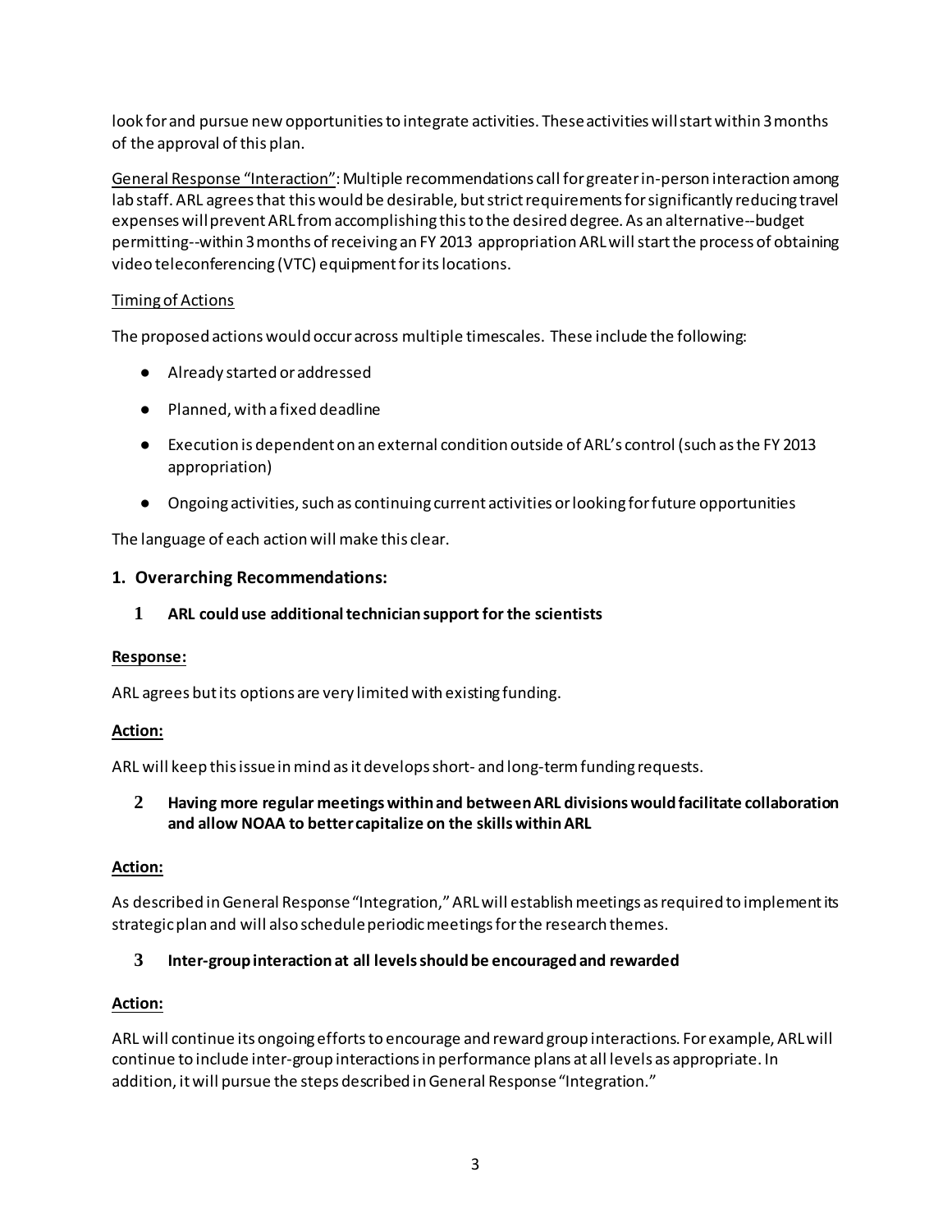look for and pursue new opportunities to integrate activities. These activities will start within 3 months of the approval of this plan.

General Response "Interaction": Multiple recommendations call for greater in-person interaction among lab staff. ARL agrees that this would be desirable, but strict requirements for significantly reducing travel expenses will prevent ARL from accomplishing this to the desired degree. As an alternative--budget permitting--within 3 months of receiving an FY 2013 appropriation ARL will start the process of obtaining video teleconferencing (VTC) equipment for its locations.

Timing of Actions

The proposed actions would occur across multiple timescales. These include the following:

- Already started or addressed
- Planned, with a fixed deadline
- Execution is dependent on an external condition outside of ARL's control (such as the FY 2013 appropriation)
- Ongoing activities, such as continuing current activities or looking for future opportunities

The language of each action will make this clear.

### 1. Overarching Recommendations:

**1 ARL could use additional technician support for the scientists**

**Response:**

ARL agrees but its options are very limited with existing funding.

**Action:**

ARL will keep this issue in mind as it develops short- and long-term funding requests.

**2 Having more regular meetings within and between ARL divisions would facilitate collaboration and allow NOAA to better capitalize on the skills within ARL**

**Action:**

As described in General Response "Integration," ARL will establish meetings as required to implement its strategic plan and will also schedule periodic meetings for the research themes.

**3 Inter-group interaction at all levels should be encouraged and rewarded**

**Action:**

ARL will continue its ongoing efforts to encourage and reward group interactions. For example, ARL will continue to include inter-group interactions in performance plans at all levels as appropriate. In addition, it will pursue the steps described in General Response "Integration."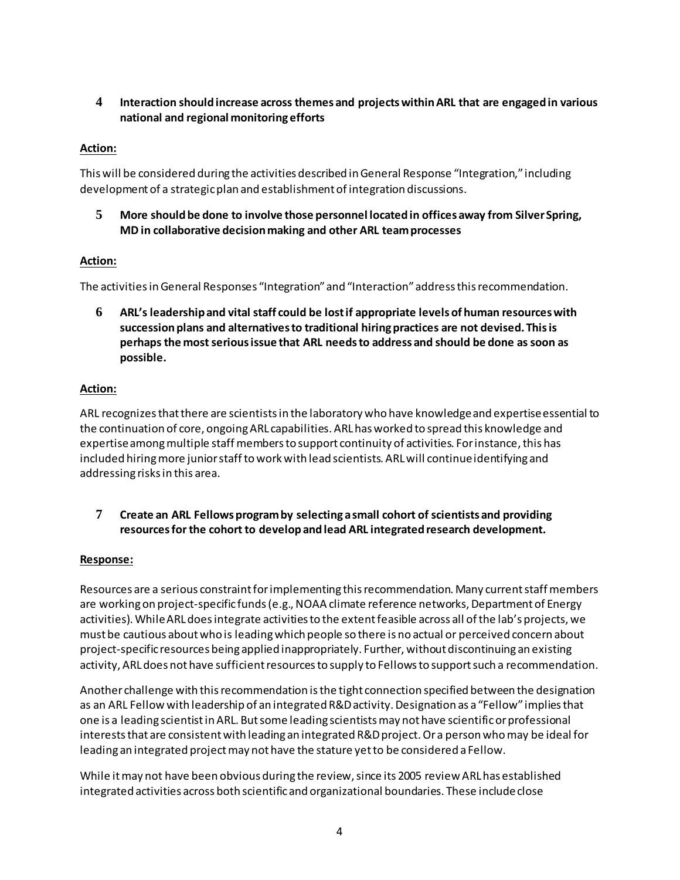**4 Interaction should increase across themes and projects within ARL that are engaged in various national and regional monitoring efforts**

**Action:**

This will be considered during the activities described in General Response "Integration," including development of a strategic plan and establishment of integration discussions.

**5 More should be done to involve those personnel located in offices away from Silver Spring, MD in collaborative decision making and other ARL team processes**

**Action:**

The activities in General Responses "Integration" and "Interaction" address this recommendation.

**6 ARL's leadership and vital staff could be lost if appropriate levels of human resources with succession plans and alternatives to traditional hiring practices are not devised. This is perhaps the most serious issue that ARL needs to address and should be done as soon as possible.**

**Action:**

ARL recognizes that there are scientists in the laboratory who have knowledge and expertise essential to the continuation of core, ongoing ARL capabilities. ARL has worked to spread this knowledge and expertise among multiple staff members to support continuity of activities. For instance, this has included hiring more junior staff to work with lead scientists. ARL will continue identifying and addressing risks in this area.

**7 Create an ARL Fellows program by selecting a small cohort of scientists and providing resources for the cohort to develop and lead ARL integrated research development.**

**Response:**

Resources are a serious constraint for implementing this recommendation. Many current staff members are working on project-specific funds (e.g., NOAA climate reference networks, Department of Energy activities). While ARL does integrate activities to the extent feasible across all of the lab's projects, we must be cautious about who is leading which people so there is no actual or perceived concern about project-specific resources being applied inappropriately. Further, without discontinuing an existing activity, ARL does not have sufficient resources to supply to Fellows to support such a recommendation.

Another challenge with this recommendation is the tight connection specified between the designation as an ARL Fellow with leadership of an integrated R&D activity. Designation as a "Fellow" implies that one is a leading scientist in ARL. But some leading scientists may not have scientific or professional interests that are consistent with leading an integrated R&D project. Or a person who may be ideal for leading an integrated project may not have the stature yet to be considered a Fellow.

While it may not have been obvious during the review, since its 2005 review ARL has established integrated activities across both scientific and organizational boundaries. These include close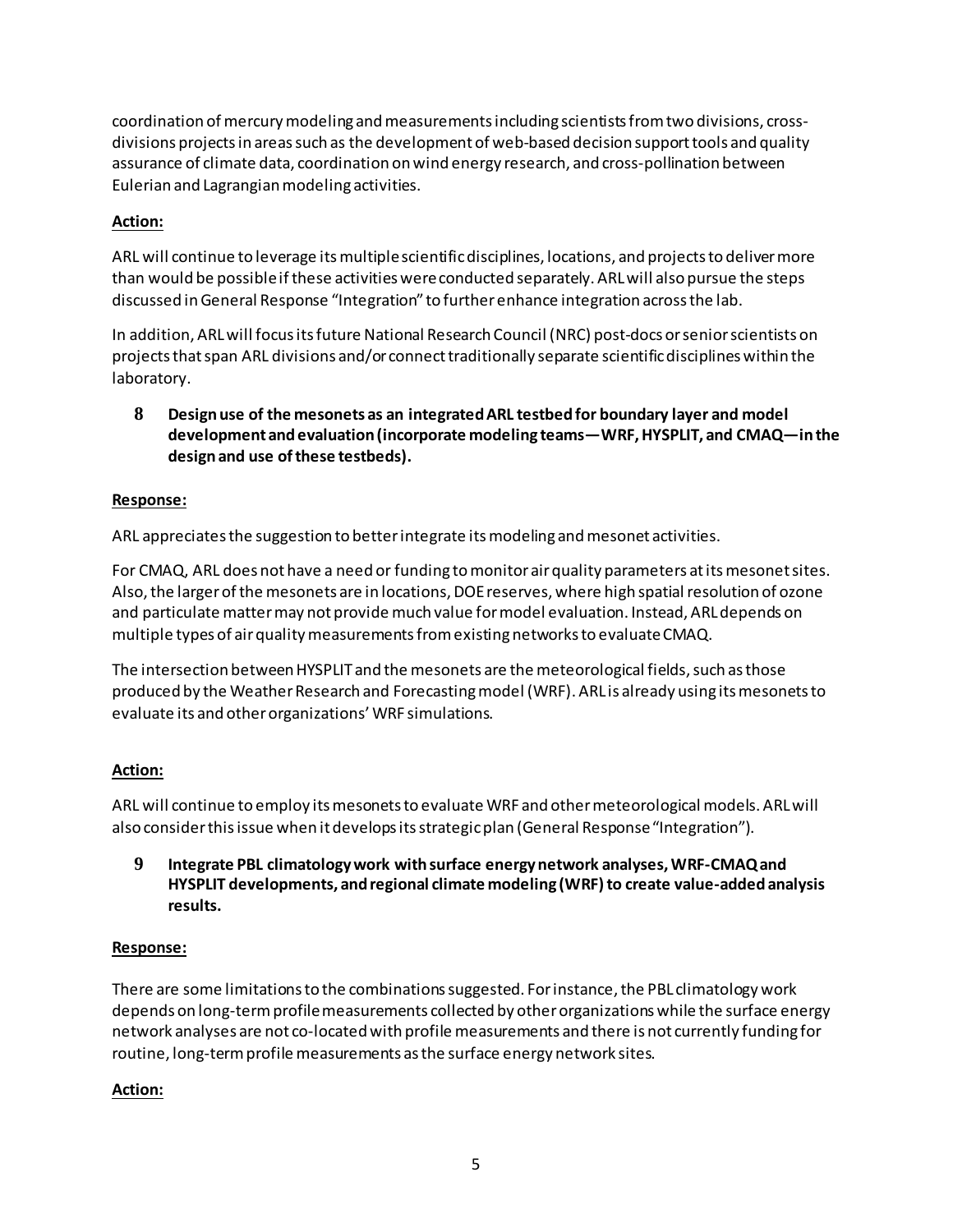coordination of mercury modeling and measurements including scientists from two divisions, cross-divisions projects in areas such as the development of web-based decision support tools and quality assurance of climate data, coordination on wind energy research, and cross-pollination between Eulerian and Lagrangian modeling activities.

**Action:**

ARL will continue to leverage its multiple scientific disciplines, locations, and projects to deliver more than would be possible if these activities were conducted separately. ARL will also pursue the steps discussed in General Response "Integration" to further enhance integration across the lab.

In addition, ARL will focus its future National Research Council (NRC) post-docs or senior scientists on projects that span ARL divisions and/or connect traditionally separate scientific disciplines within the laboratory.

**8 Design use of the mesonets as an integrated ARL testbed for boundary layer and model development and evaluation (incorporate modeling teams—WRF, HYSPLIT, and CMAQ—in the design and use of these testbeds).**

**Response:**

ARL appreciates the suggestion to better integrate its modeling and mesonet activities.

For CMAQ, ARL does not have a need or funding to monitor air quality parameters at its mesonet sites. Also, the larger of the mesonets are in locations, DOE reserves, where high spatial resolution of ozone and particulate matter may not provide much value for model evaluation. Instead, ARL depends on multiple types of air quality measurements from existing networks to evaluate CMAQ.

The intersection between HYSPLIT and the mesonets are the meteorological fields, such as those produced by the Weather Research and Forecasting model (WRF). ARL is already using its mesonets to evaluate its and other organizations' WRF simulations.

**Action:**

ARL will continue to employ its mesonets to evaluate WRF and other meteorological models. ARL will also consider this issue when it develops its strategic plan (General Response "Integration").

**9 Integrate PBL climatology work with surface energy network analyses, WRF-CMAQ and HYSPLIT developments, and regional climate modeling (WRF) to create value-added analysis results.**

**Response:**

There are some limitations to the combinations suggested. For instance, the PBL climatology work depends on long-term profile measurements collected by other organizations while the surface energy network analyses are not co-located with profile measurements and there is not currently funding for routine, long-term profile measurements as the surface energy network sites.

**Action:**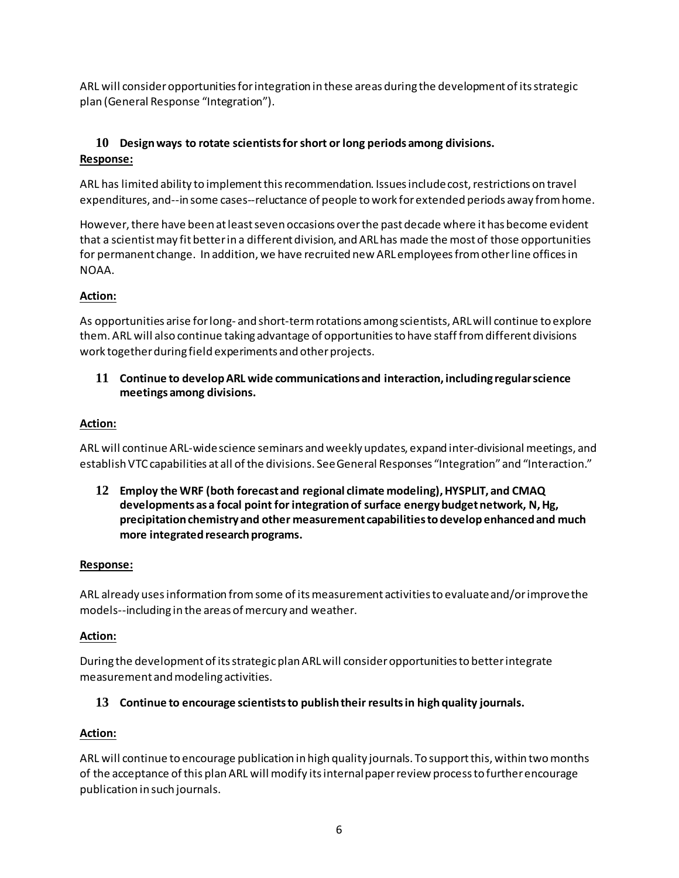ARL will consider opportunities for integration in these areas during the development of its strategic plan (General Response "Integration").

### 10 Design ways to rotate scientists for short or long periods among divisions.

**Response:**

ARL has limited ability to implement this recommendation. Issues include cost, restrictions on travel expenditures, and--in some cases--reluctance of people to work for extended periods away from home.

However, there have been at least seven occasions over the past decade where it has become evident that a scientist may fit better in a different division, and ARL has made the most of those opportunities for permanent change. In addition, we have recruited new ARL employees from other line offices in NOAA.

**Action:**

As opportunities arise for long- and short-term rotations among scientists, ARL will continue to explore them. ARL will also continue taking advantage of opportunities to have staff from different divisions work together during field experiments and other projects.

### 11 Continue to develop ARL wide communications and interaction, including regular science meetings among divisions.

**Action:**

ARL will continue ARL-wide science seminars and weekly updates, expand inter-divisional meetings, and establish VTC capabilities at all of the divisions. See General Responses "Integration" and "Interaction."

### 12 Employ the WRF (both forecast and regional climate modeling), HYSPLIT, and CMAQ developments as a focal point for integration of surface energy budget network, N, Hg, precipitation chemistry and other measurement capabilities to develop enhanced and much more integrated research programs.

**Response:**

ARL already uses information from some of its measurement activities to evaluate and/or improve the models--including in the areas of mercury and weather.

**Action:**

During the development of its strategic plan ARL will consider opportunities to better integrate measurement and modeling activities.

### 13 Continue to encourage scientists to publish their results in high quality journals.

**Action:**

ARL will continue to encourage publication in high quality journals. To support this, within two months of the acceptance of this plan ARL will modify its internal paper review process to further encourage publication in such journals.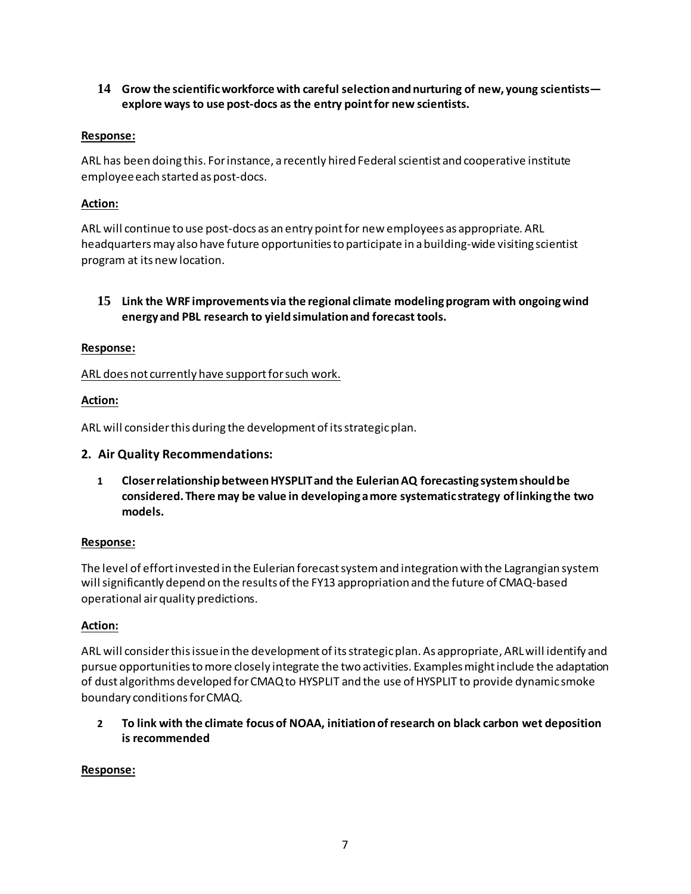**14 Grow the scientific workforce with careful selection and nurturing of new, young scientists—explore ways to use post-docs as the entry point for new scientists.**

**Response:**

ARL has been doing this. For instance, a recently hired Federal scientist and cooperative institute employee each started as post-docs.

**Action:**

ARL will continue to use post-docs as an entry point for new employees as appropriate. ARL headquarters may also have future opportunities to participate in a building-wide visiting scientist program at its new location.

**15 Link the WRF improvements via the regional climate modeling program with ongoing wind energy and PBL research to yield simulation and forecast tools.**

**Response:**

ARL does not currently have support for such work.

**Action:**

ARL will consider this during the development of its strategic plan.

## 2. Air Quality Recommendations:

**1 Closer relationship between HYSPLIT and the Eulerian AQ forecasting system should be considered. There may be value in developing a more systematic strategy of linking the two models.**

**Response:**

The level of effort invested in the Eulerian forecast system and integration with the Lagrangian system will significantly depend on the results of the FY13 appropriation and the future of CMAQ-based operational air quality predictions.

**Action:**

ARL will consider this issue in the development of its strategic plan. As appropriate, ARL will identify and pursue opportunities to more closely integrate the two activities. Examples might include the adaptation of dust algorithms developed for CMAQ to HYSPLIT and the use of HYSPLIT to provide dynamic smoke boundary conditions for CMAQ.

**2 To link with the climate focus of NOAA, initiation of research on black carbon wet deposition is recommended**

**Response:**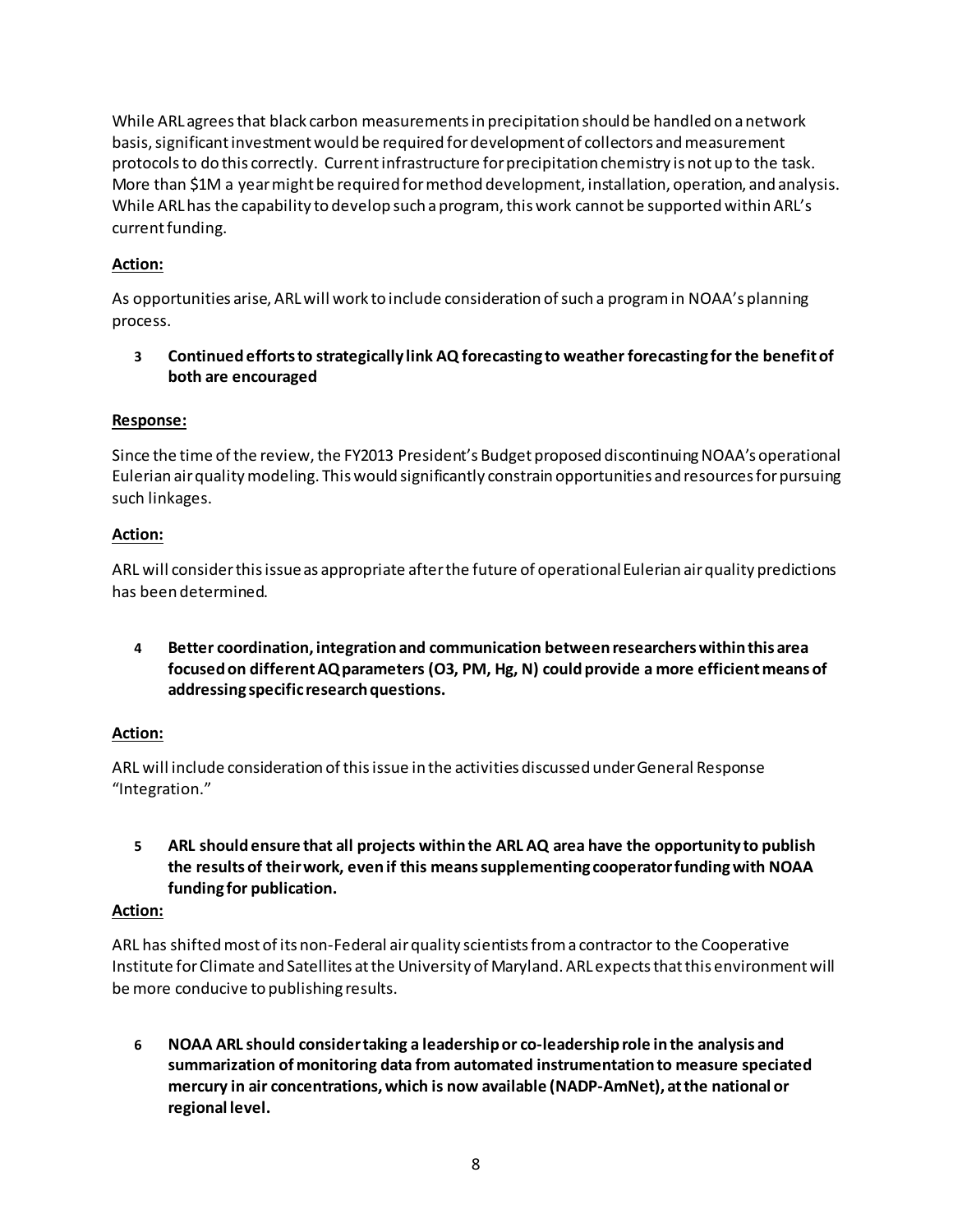While ARL agrees that black carbon measurements in precipitation should be handled on a network basis, significant investment would be required for development of collectors and measurement protocols to do this correctly. Current infrastructure for precipitation chemistry is not up to the task. More than $1M a year might be required for method development, installation, operation, and analysis. While ARL has the capability to develop such a program, this work cannot be supported within ARL's current funding.

**Action:**

As opportunities arise, ARL will work to include consideration of such a program in NOAA's planning process.

**3 Continued efforts to strategically link AQ forecasting to weather forecasting for the benefit of both are encouraged**

**Response:**

Since the time of the review, the FY2013 President's Budget proposed discontinuing NOAA's operational Eulerian air quality modeling. This would significantly constrain opportunities and resources for pursuing such linkages.

**Action:**

ARL will consider this issue as appropriate after the future of operational Eulerian air quality predictions has been determined.

**4 Better coordination, integration and communication between researchers within this area focused on different AQ parameters (O3, PM, Hg, N) could provide a more efficient means of addressing specific research questions.**

**Action:**

ARL will include consideration of this issue in the activities discussed under General Response "Integration."

**5 ARL should ensure that all projects within the ARL AQ area have the opportunity to publish the results of their work, even if this means supplementing cooperator funding with NOAA funding for publication.**

**Action:**

ARL has shifted most of its non-Federal air quality scientists from a contractor to the Cooperative Institute for Climate and Satellites at the University of Maryland. ARL expects that this environment will be more conducive to publishing results.

**6 NOAA ARL should consider taking a leadership or co-leadership role in the analysis and summarization of monitoring data from automated instrumentation to measure speciated mercury in air concentrations, which is now available (NADP-AmNet), at the national or regional level.**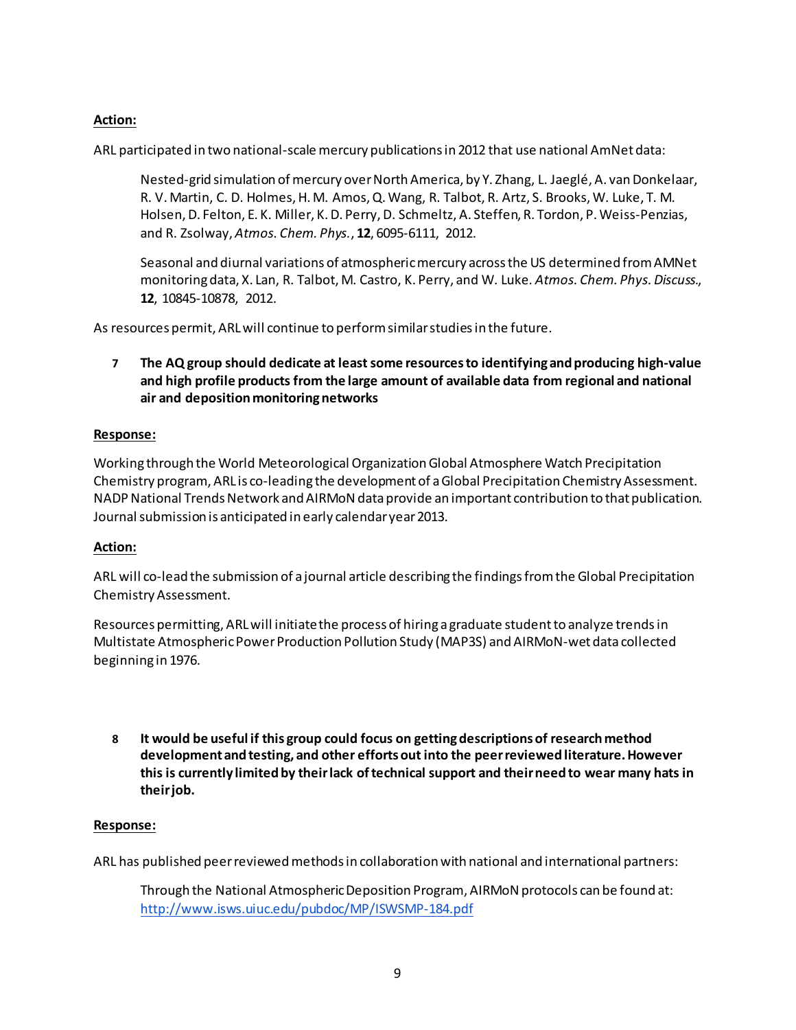**Action:**

ARL participated in two national-scale mercury publications in 2012 that use national AmNet data:

> Nested-grid simulation of mercury over North America, by Y. Zhang, L. Jaeglé, A. van Donkelaar, R. V. Martin, C. D. Holmes, H. M. Amos, Q. Wang, R. Talbot, R. Artz, S. Brooks, W. Luke, T. M. Holsen, D. Felton, E. K. Miller, K. D. Perry, D. Schmeltz, A. Steffen, R. Tordon, P. Weiss-Penzias, and R. Zsolway, *Atmos. Chem. Phys.*, **12**, 6095-6111, 2012.
>
> Seasonal and diurnal variations of atmospheric mercury across the US determined from AMNet monitoring data, X. Lan, R. Talbot, M. Castro, K. Perry, and W. Luke. *Atmos. Chem. Phys. Discuss.*, **12**, 10845-10878, 2012.

As resources permit, ARL will continue to perform similar studies in the future.

**7 The AQ group should dedicate at least some resources to identifying and producing high-value and high profile products from the large amount of available data from regional and national air and deposition monitoring networks**

**Response:**

Working through the World Meteorological Organization Global Atmosphere Watch Precipitation Chemistry program, ARL is co-leading the development of a Global Precipitation Chemistry Assessment. NADP National Trends Network and AIRMoN data provide an important contribution to that publication. Journal submission is anticipated in early calendar year 2013.

**Action:**

ARL will co-lead the submission of a journal article describing the findings from the Global Precipitation Chemistry Assessment.

Resources permitting, ARL will initiate the process of hiring a graduate student to analyze trends in Multistate Atmospheric Power Production Pollution Study (MAP3S) and AIRMoN-wet data collected beginning in 1976.

**8 It would be useful if this group could focus on getting descriptions of research method development and testing, and other efforts out into the peer reviewed literature. However this is currently limited by their lack of technical support and their need to wear many hats in their job.**

**Response:**

ARL has published peer reviewed methods in collaboration with national and international partners:

> Through the National Atmospheric Deposition Program, AIRMoN protocols can be found at: http://www.isws.uiuc.edu/pubdoc/MP/ISWSMP-184.pdf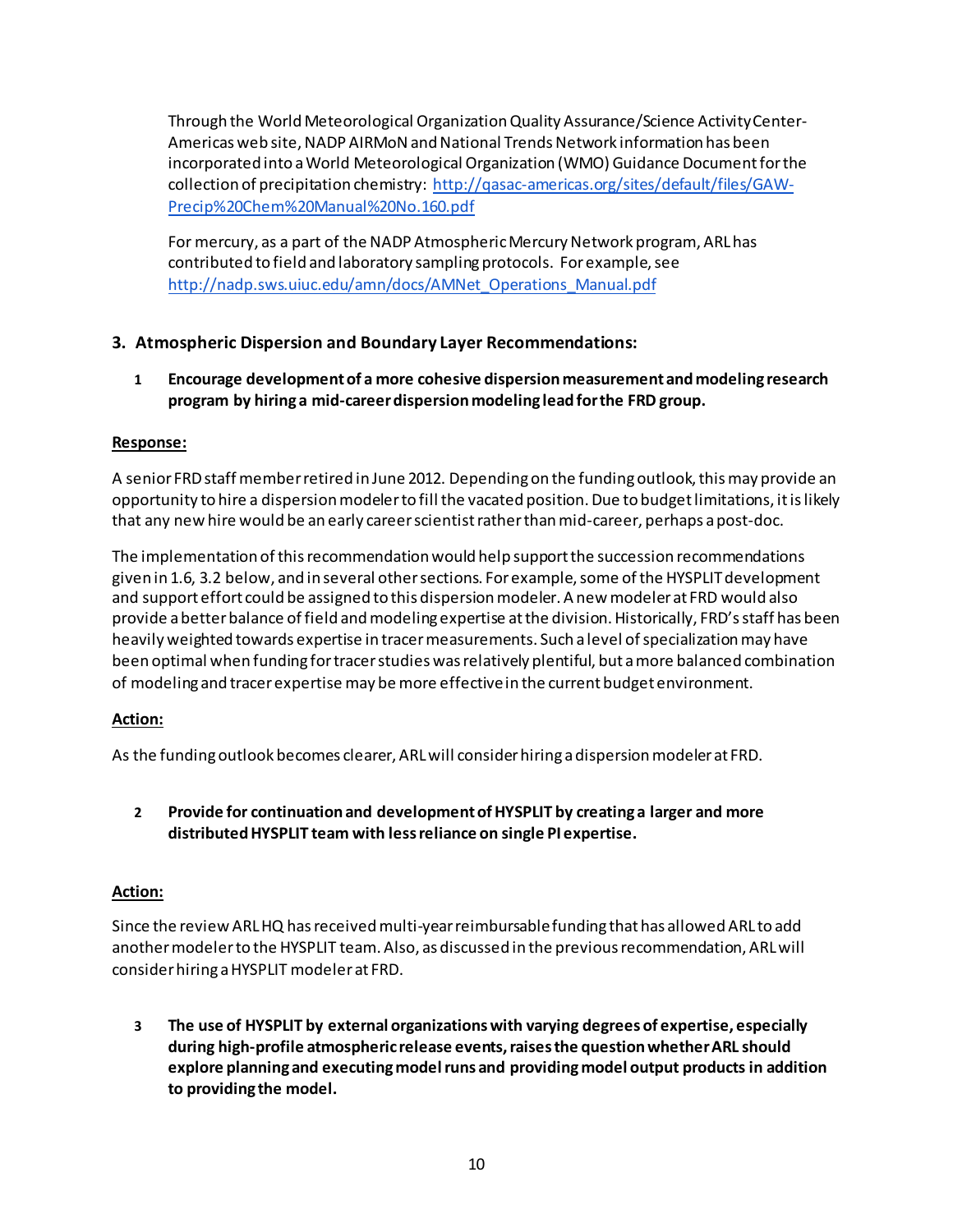Through the World Meteorological Organization Quality Assurance/Science Activity Center-Americas web site, NADP AIRMoN and National Trends Network information has been incorporated into a World Meteorological Organization (WMO) Guidance Document for the collection of precipitation chemistry: [http://qasac-americas.org/sites/default/files/GAW-Precip%20Chem%20Manual%20No.160.pdf](http://qasac-americas.org/sites/default/files/GAW-Precip%20Chem%20Manual%20No.160.pdf)

For mercury, as a part of the NADP Atmospheric Mercury Network program, ARL has contributed to field and laboratory sampling protocols. For example, see [http://nadp.sws.uiuc.edu/amn/docs/AMNet_Operations_Manual.pdf](http://nadp.sws.uiuc.edu/amn/docs/AMNet_Operations_Manual.pdf)

### 3. Atmospheric Dispersion and Boundary Layer Recommendations:

1 **Encourage development of a more cohesive dispersion measurement and modeling research program by hiring a mid-career dispersion modeling lead for the FRD group.**

**Response:**

A senior FRD staff member retired in June 2012. Depending on the funding outlook, this may provide an opportunity to hire a dispersion modeler to fill the vacated position. Due to budget limitations, it is likely that any new hire would be an early career scientist rather than mid-career, perhaps a post-doc.

The implementation of this recommendation would help support the succession recommendations given in 1.6, 3.2 below, and in several other sections. For example, some of the HYSPLIT development and support effort could be assigned to this dispersion modeler. A new modeler at FRD would also provide a better balance of field and modeling expertise at the division. Historically, FRD's staff has been heavily weighted towards expertise in tracer measurements. Such a level of specialization may have been optimal when funding for tracer studies was relatively plentiful, but a more balanced combination of modeling and tracer expertise may be more effective in the current budget environment.

**Action:**

As the funding outlook becomes clearer, ARL will consider hiring a dispersion modeler at FRD.

2 **Provide for continuation and development of HYSPLIT by creating a larger and more distributed HYSPLIT team with less reliance on single PI expertise.**

**Action:**

Since the review ARL HQ has received multi-year reimbursable funding that has allowed ARL to add another modeler to the HYSPLIT team. Also, as discussed in the previous recommendation, ARL will consider hiring a HYSPLIT modeler at FRD.

3 **The use of HYSPLIT by external organizations with varying degrees of expertise, especially during high-profile atmospheric release events, raises the question whether ARL should explore planning and executing model runs and providing model output products in addition to providing the model.**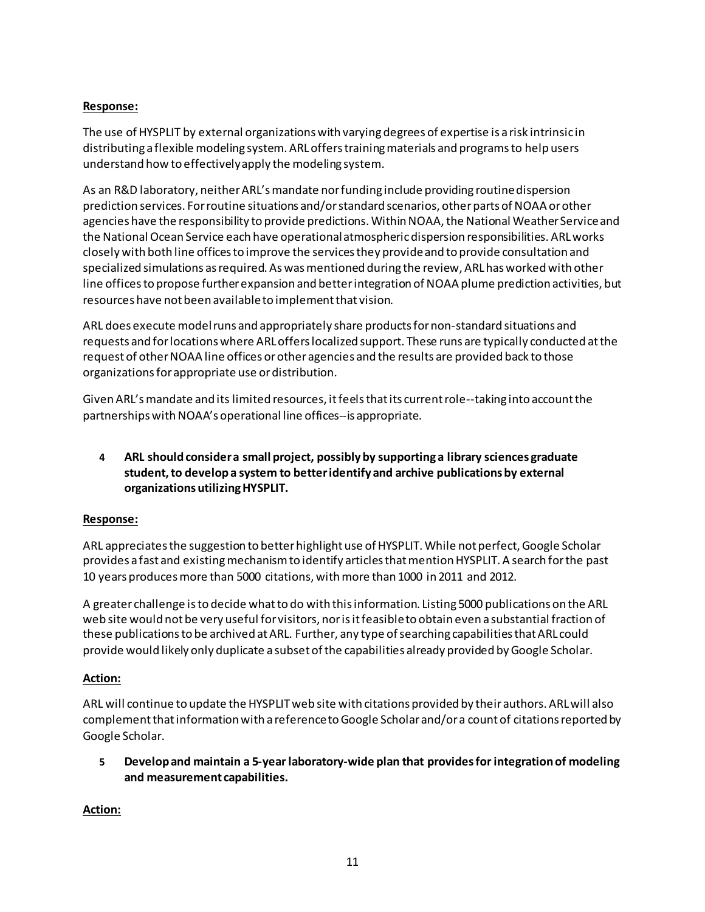**Response:**

The use of HYSPLIT by external organizations with varying degrees of expertise is a risk intrinsic in distributing a flexible modeling system. ARL offers training materials and programs to help users understand how to effectively apply the modeling system.

As an R&D laboratory, neither ARL's mandate nor funding include providing routine dispersion prediction services. For routine situations and/or standard scenarios, other parts of NOAA or other agencies have the responsibility to provide predictions. Within NOAA, the National Weather Service and the National Ocean Service each have operational atmospheric dispersion responsibilities. ARL works closely with both line offices to improve the services they provide and to provide consultation and specialized simulations as required. As was mentioned during the review, ARL has worked with other line offices to propose further expansion and better integration of NOAA plume prediction activities, but resources have not been available to implement that vision.

ARL does execute model runs and appropriately share products for non-standard situations and requests and for locations where ARL offers localized support. These runs are typically conducted at the request of other NOAA line offices or other agencies and the results are provided back to those organizations for appropriate use or distribution.

Given ARL's mandate and its limited resources, it feels that its current role--taking into account the partnerships with NOAA's operational line offices--is appropriate.

4 **ARL should consider a small project, possibly by supporting a library sciences graduate student, to develop a system to better identify and archive publications by external organizations utilizing HYSPLIT.**

**Response:**

ARL appreciates the suggestion to better highlight use of HYSPLIT. While not perfect, Google Scholar provides a fast and existing mechanism to identify articles that mention HYSPLIT. A search for the past 10 years produces more than 5000 citations, with more than 1000 in 2011 and 2012.

A greater challenge is to decide what to do with this information. Listing 5000 publications on the ARL web site would not be very useful for visitors, nor is it feasible to obtain even a substantial fraction of these publications to be archived at ARL. Further, any type of searching capabilities that ARL could provide would likely only duplicate a subset of the capabilities already provided by Google Scholar.

**Action:**

ARL will continue to update the HYSPLIT web site with citations provided by their authors. ARL will also complement that information with a reference to Google Scholar and/or a count of citations reported by Google Scholar.

5 **Develop and maintain a 5-year laboratory-wide plan that provides for integration of modeling and measurement capabilities.**

**Action:**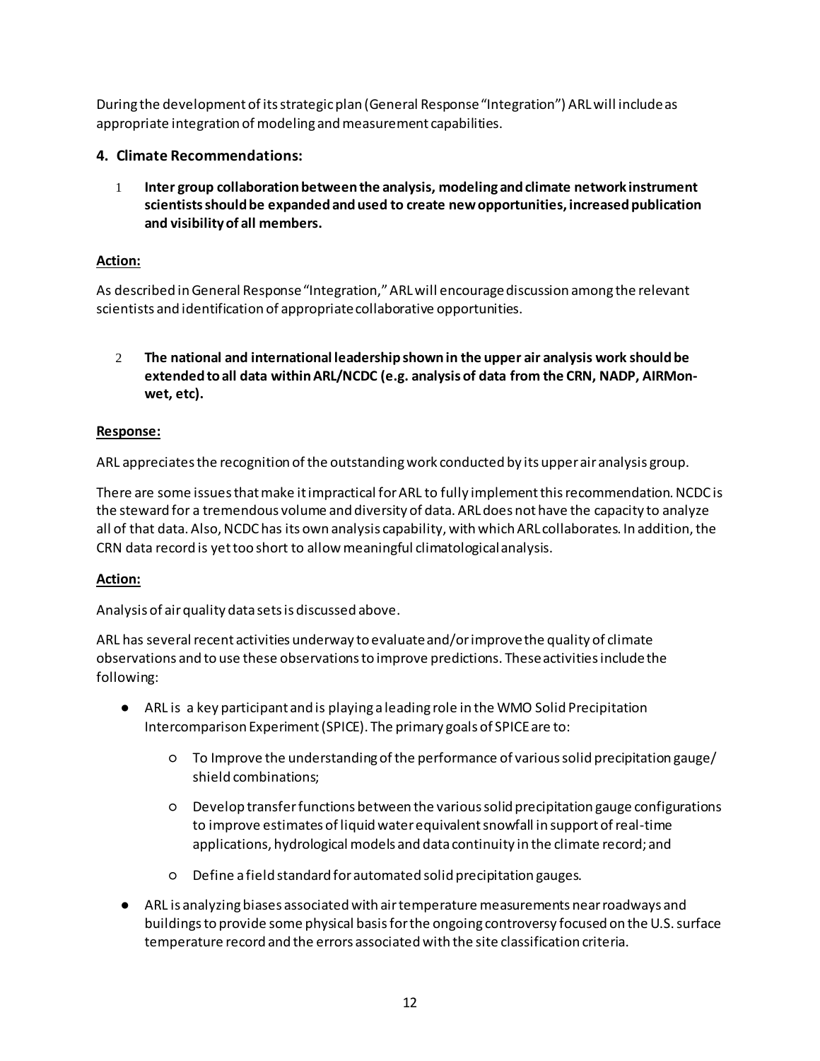During the development of its strategic plan (General Response "Integration") ARL will include as appropriate integration of modeling and measurement capabilities.

## 4. Climate Recommendations:

1. **Inter group collaboration between the analysis, modeling and climate network instrument scientists should be expanded and used to create new opportunities, increased publication and visibility of all members.**

**Action:**

As described in General Response "Integration," ARL will encourage discussion among the relevant scientists and identification of appropriate collaborative opportunities.

2. **The national and international leadership shown in the upper air analysis work should be extended to all data within ARL/NCDC (e.g. analysis of data from the CRN, NADP, AIRMon-wet, etc).**

**Response:**

ARL appreciates the recognition of the outstanding work conducted by its upper air analysis group.

There are some issues that make it impractical for ARL to fully implement this recommendation. NCDC is the steward for a tremendous volume and diversity of data. ARL does not have the capacity to analyze all of that data. Also, NCDC has its own analysis capability, with which ARL collaborates. In addition, the CRN data record is yet too short to allow meaningful climatological analysis.

**Action:**

Analysis of air quality data sets is discussed above.

ARL has several recent activities underway to evaluate and/or improve the quality of climate observations and to use these observations to improve predictions. These activities include the following:

- ARL is a key participant and is playing a leading role in the WMO Solid Precipitation Intercomparison Experiment (SPICE). The primary goals of SPICE are to:
  - To Improve the understanding of the performance of various solid precipitation gauge/ shield combinations;
  - Develop transfer functions between the various solid precipitation gauge configurations to improve estimates of liquid water equivalent snowfall in support of real-time applications, hydrological models and data continuity in the climate record; and
  - Define a field standard for automated solid precipitation gauges.
- ARL is analyzing biases associated with air temperature measurements near roadways and buildings to provide some physical basis for the ongoing controversy focused on the U.S. surface temperature record and the errors associated with the site classification criteria.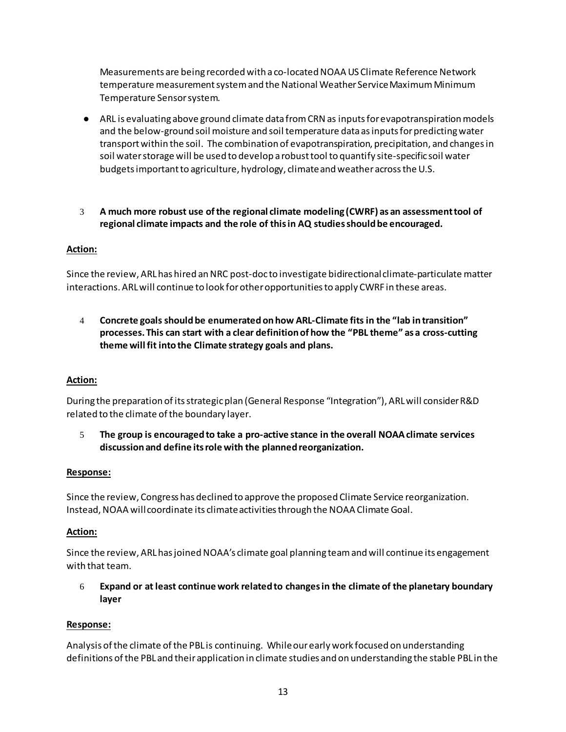Measurements are being recorded with a co-located NOAA US Climate Reference Network temperature measurement system and the National Weather Service Maximum Minimum Temperature Sensor system.

- ARL is evaluating above ground climate data from CRN as inputs for evapotranspiration models and the below-ground soil moisture and soil temperature data as inputs for predicting water transport within the soil. The combination of evapotranspiration, precipitation, and changes in soil water storage will be used to develop a robust tool to quantify site-specific soil water budgets important to agriculture, hydrology, climate and weather across the U.S.

3 **A much more robust use of the regional climate modeling (CWRF) as an assessment tool of regional climate impacts and the role of this in AQ studies should be encouraged.**

**Action:**

Since the review, ARL has hired an NRC post-doc to investigate bidirectional climate-particulate matter interactions. ARL will continue to look for other opportunities to apply CWRF in these areas.

4 **Concrete goals should be enumerated on how ARL-Climate fits in the "lab in transition" processes. This can start with a clear definition of how the "PBL theme" as a cross-cutting theme will fit into the Climate strategy goals and plans.**

**Action:**

During the preparation of its strategic plan (General Response "Integration"), ARL will consider R&D related to the climate of the boundary layer.

5 **The group is encouraged to take a pro-active stance in the overall NOAA climate services discussion and define its role with the planned reorganization.**

**Response:**

Since the review, Congress has declined to approve the proposed Climate Service reorganization. Instead, NOAA will coordinate its climate activities through the NOAA Climate Goal.

**Action:**

Since the review, ARL has joined NOAA's climate goal planning team and will continue its engagement with that team.

6 **Expand or at least continue work related to changes in the climate of the planetary boundary layer**

**Response:**

Analysis of the climate of the PBL is continuing. While our early work focused on understanding definitions of the PBL and their application in climate studies and on understanding the stable PBL in the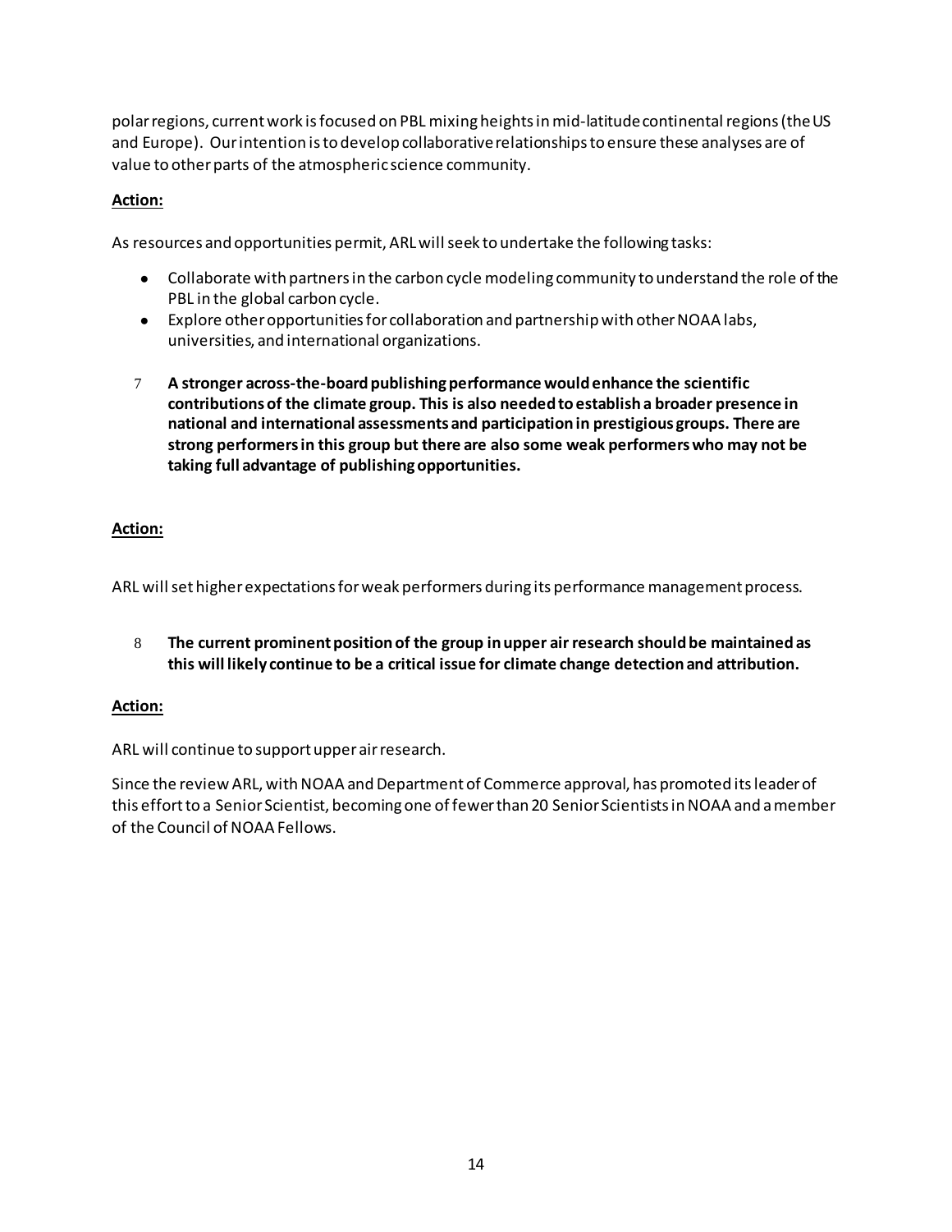polar regions, current work is focused on PBL mixing heights in mid-latitude continental regions (the US and Europe). Our intention is to develop collaborative relationships to ensure these analyses are of value to other parts of the atmospheric science community.

**Action:**

As resources and opportunities permit, ARL will seek to undertake the following tasks:

- Collaborate with partners in the carbon cycle modeling community to understand the role of the PBL in the global carbon cycle.
- Explore other opportunities for collaboration and partnership with other NOAA labs, universities, and international organizations.

7 **A stronger across-the-board publishing performance would enhance the scientific contributions of the climate group. This is also needed to establish a broader presence in national and international assessments and participation in prestigious groups. There are strong performers in this group but there are also some weak performers who may not be taking full advantage of publishing opportunities.**

**Action:**

ARL will set higher expectations for weak performers during its performance management process.

8 **The current prominent position of the group in upper air research should be maintained as this will likely continue to be a critical issue for climate change detection and attribution.**

**Action:**

ARL will continue to support upper air research.

Since the review ARL, with NOAA and Department of Commerce approval, has promoted its leader of this effort to a Senior Scientist, becoming one of fewer than 20 Senior Scientists in NOAA and a member of the Council of NOAA Fellows.